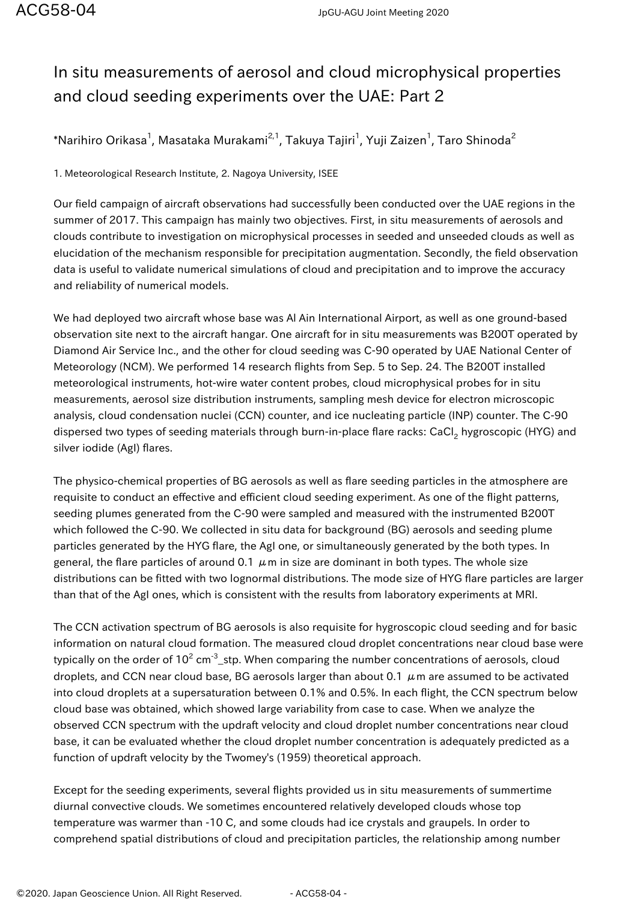# In situ measurements of aerosol and cloud microphysical properties and cloud seeding experiments over the UAE: Part 2

*Narihiro Orikasa[1], Masataka Murakami[2,1], Takuya Tajiri[1], Yuji Zaizen[1], Taro Shinoda[2]

1. Meteorological Research Institute, 2. Nagoya University, ISEE

Our field campaign of aircraft observations had successfully been conducted over the UAE regions in the summer of 2017. This campaign has mainly two objectives. First, in situ measurements of aerosols and clouds contribute to investigation on microphysical processes in seeded and unseeded clouds as well as elucidation of the mechanism responsible for precipitation augmentation. Secondly, the field observation data is useful to validate numerical simulations of cloud and precipitation and to improve the accuracy and reliability of numerical models.

We had deployed two aircraft whose base was Al Ain International Airport, as well as one ground-based observation site next to the aircraft hangar. One aircraft for in situ measurements was B200T operated by Diamond Air Service Inc., and the other for cloud seeding was C-90 operated by UAE National Center of Meteorology (NCM). We performed 14 research flights from Sep. 5 to Sep. 24. The B200T installed meteorological instruments, hot-wire water content probes, cloud microphysical probes for in situ measurements, aerosol size distribution instruments, sampling mesh device for electron microscopic analysis, cloud condensation nuclei (CCN) counter, and ice nucleating particle (INP) counter. The C-90 dispersed two types of seeding materials through burn-in-place flare racks: $CaCl_2$ hygroscopic (HYG) and silver iodide (AgI) flares.

The physico-chemical properties of BG aerosols as well as flare seeding particles in the atmosphere are requisite to conduct an effective and efficient cloud seeding experiment. As one of the flight patterns, seeding plumes generated from the C-90 were sampled and measured with the instrumented B200T which followed the C-90. We collected in situ data for background (BG) aerosols and seeding plume particles generated by the HYG flare, the AgI one, or simultaneously generated by the both types. In general, the flare particles of around 0.1 $\mu$m in size are dominant in both types. The whole size distributions can be fitted with two lognormal distributions. The mode size of HYG flare particles are larger than that of the AgI ones, which is consistent with the results from laboratory experiments at MRI.

The CCN activation spectrum of BG aerosols is also requisite for hygroscopic cloud seeding and for basic information on natural cloud formation. The measured cloud droplet concentrations near cloud base were typically on the order of $10^2$ $cm^{-3}$_stp. When comparing the number concentrations of aerosols, cloud droplets, and CCN near cloud base, BG aerosols larger than about 0.1 $\mu$m are assumed to be activated into cloud droplets at a supersaturation between 0.1% and 0.5%. In each flight, the CCN spectrum below cloud base was obtained, which showed large variability from case to case. When we analyze the observed CCN spectrum with the updraft velocity and cloud droplet number concentrations near cloud base, it can be evaluated whether the cloud droplet number concentration is adequately predicted as a function of updraft velocity by the Twomey's (1959) theoretical approach.

Except for the seeding experiments, several flights provided us in situ measurements of summertime diurnal convective clouds. We sometimes encountered relatively developed clouds whose top temperature was warmer than -10 C, and some clouds had ice crystals and graupels. In order to comprehend spatial distributions of cloud and precipitation particles, the relationship among number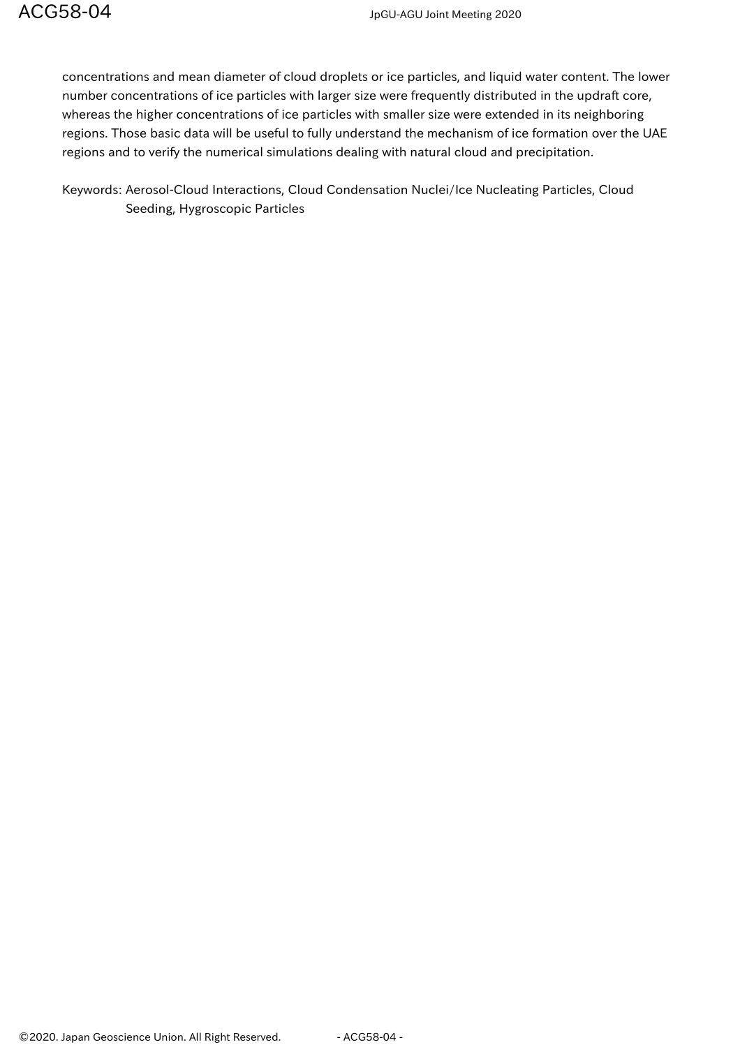concentrations and mean diameter of cloud droplets or ice particles, and liquid water content. The lower number concentrations of ice particles with larger size were frequently distributed in the updraft core, whereas the higher concentrations of ice particles with smaller size were extended in its neighboring regions. Those basic data will be useful to fully understand the mechanism of ice formation over the UAE regions and to verify the numerical simulations dealing with natural cloud and precipitation.

Keywords: Aerosol-Cloud Interactions, Cloud Condensation Nuclei/Ice Nucleating Particles, Cloud Seeding, Hygroscopic Particles